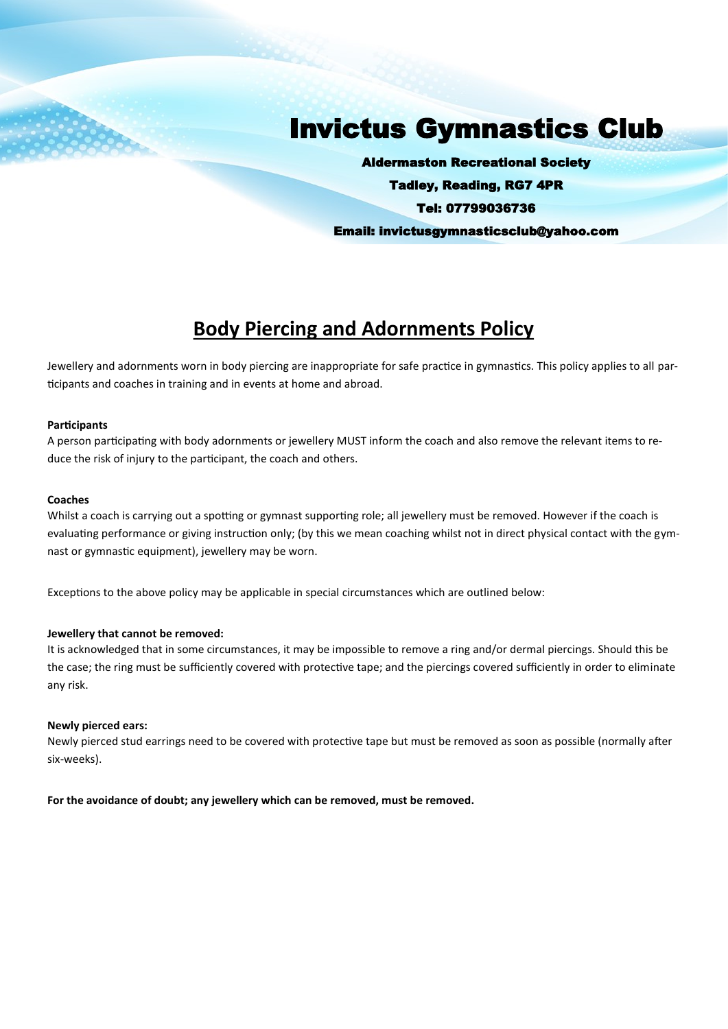# Invictus Gymnastics Club

**Aldermaston Recreational Society**

**Tadley, Reading, RG7 4PR**

**Tel: 07799036736**

**Email: invictusgymnasticsclub@yahoo.com**

## Body Piercing and Adornments Policy

Jewellery and adornments worn in body piercing are inappropriate for safe practice in gymnastics. This policy applies to all participants and coaches in training and in events at home and abroad.

**Participants**
A person participating with body adornments or jewellery MUST inform the coach and also remove the relevant items to reduce the risk of injury to the participant, the coach and others.

**Coaches**
Whilst a coach is carrying out a spotting or gymnast supporting role; all jewellery must be removed. However if the coach is evaluating performance or giving instruction only; (by this we mean coaching whilst not in direct physical contact with the gymnast or gymnastic equipment), jewellery may be worn.

Exceptions to the above policy may be applicable in special circumstances which are outlined below:

**Jewellery that cannot be removed:**
It is acknowledged that in some circumstances, it may be impossible to remove a ring and/or dermal piercings. Should this be the case; the ring must be sufficiently covered with protective tape; and the piercings covered sufficiently in order to eliminate any risk.

**Newly pierced ears:**
Newly pierced stud earrings need to be covered with protective tape but must be removed as soon as possible (normally after six-weeks).

**For the avoidance of doubt; any jewellery which can be removed, must be removed.**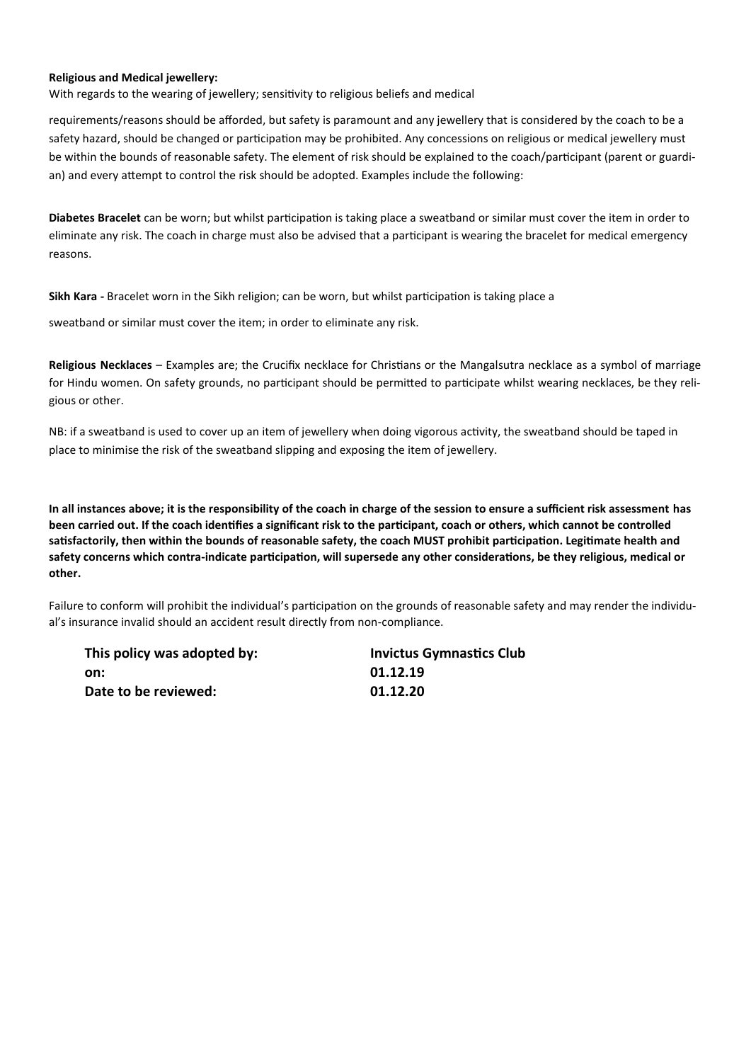**Religious and Medical jewellery:**

With regards to the wearing of jewellery; sensitivity to religious beliefs and medical requirements/reasons should be afforded, but safety is paramount and any jewellery that is considered by the coach to be a safety hazard, should be changed or participation may be prohibited. Any concessions on religious or medical jewellery must be within the bounds of reasonable safety. The element of risk should be explained to the coach/participant (parent or guardian) and every attempt to control the risk should be adopted. Examples include the following:

**Diabetes Bracelet** can be worn; but whilst participation is taking place a sweatband or similar must cover the item in order to eliminate any risk. The coach in charge must also be advised that a participant is wearing the bracelet for medical emergency reasons.

**Sikh Kara -** Bracelet worn in the Sikh religion; can be worn, but whilst participation is taking place a sweatband or similar must cover the item; in order to eliminate any risk.

**Religious Necklaces** – Examples are; the Crucifix necklace for Christians or the Mangalsutra necklace as a symbol of marriage for Hindu women. On safety grounds, no participant should be permitted to participate whilst wearing necklaces, be they religious or other.

NB: if a sweatband is used to cover up an item of jewellery when doing vigorous activity, the sweatband should be taped in place to minimise the risk of the sweatband slipping and exposing the item of jewellery.

**In all instances above; it is the responsibility of the coach in charge of the session to ensure a sufficient risk assessment has been carried out. If the coach identifies a significant risk to the participant, coach or others, which cannot be controlled satisfactorily, then within the bounds of reasonable safety, the coach MUST prohibit participation. Legitimate health and safety concerns which contra-indicate participation, will supersede any other considerations, be they religious, medical or other.**

Failure to conform will prohibit the individual's participation on the grounds of reasonable safety and may render the individual's insurance invalid should an accident result directly from non-compliance.

| | |
|---|---|
| **This policy was adopted by:** | **Invictus Gymnastics Club** |
| **on:** | **01.12.19** |
| **Date to be reviewed:** | **01.12.20** |